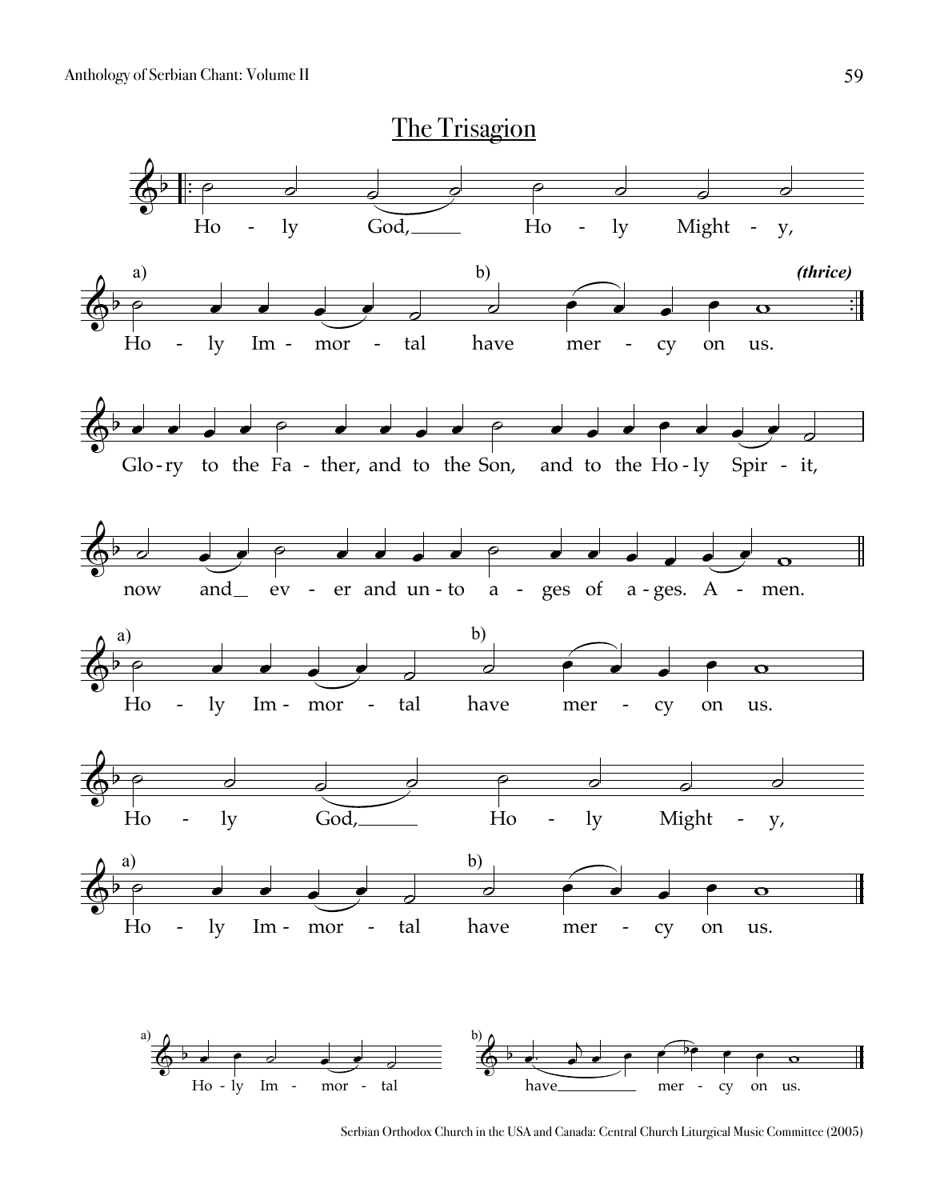# The Trisagion

Ho - ly God, Ho - ly Might - y,

a) Ho - ly Im - mor - tal b) have mer - cy on us. *(thrice)*

Glo - ry to the Fa - ther, and to the Son, and to the Ho - ly Spir - it,

now and ev - er and un - to a - ges of a - ges. A - men.

a) Ho - ly Im - mor - tal b) have mer - cy on us.

Ho - ly God, Ho - ly Might - y,

a) Ho - ly Im - mor - tal b) have mer - cy on us.

a) Ho - ly Im - mor - tal b) have mer - cy on us.

Serbian Orthodox Church in the USA and Canada: Central Church Liturgical Music Committee (2005)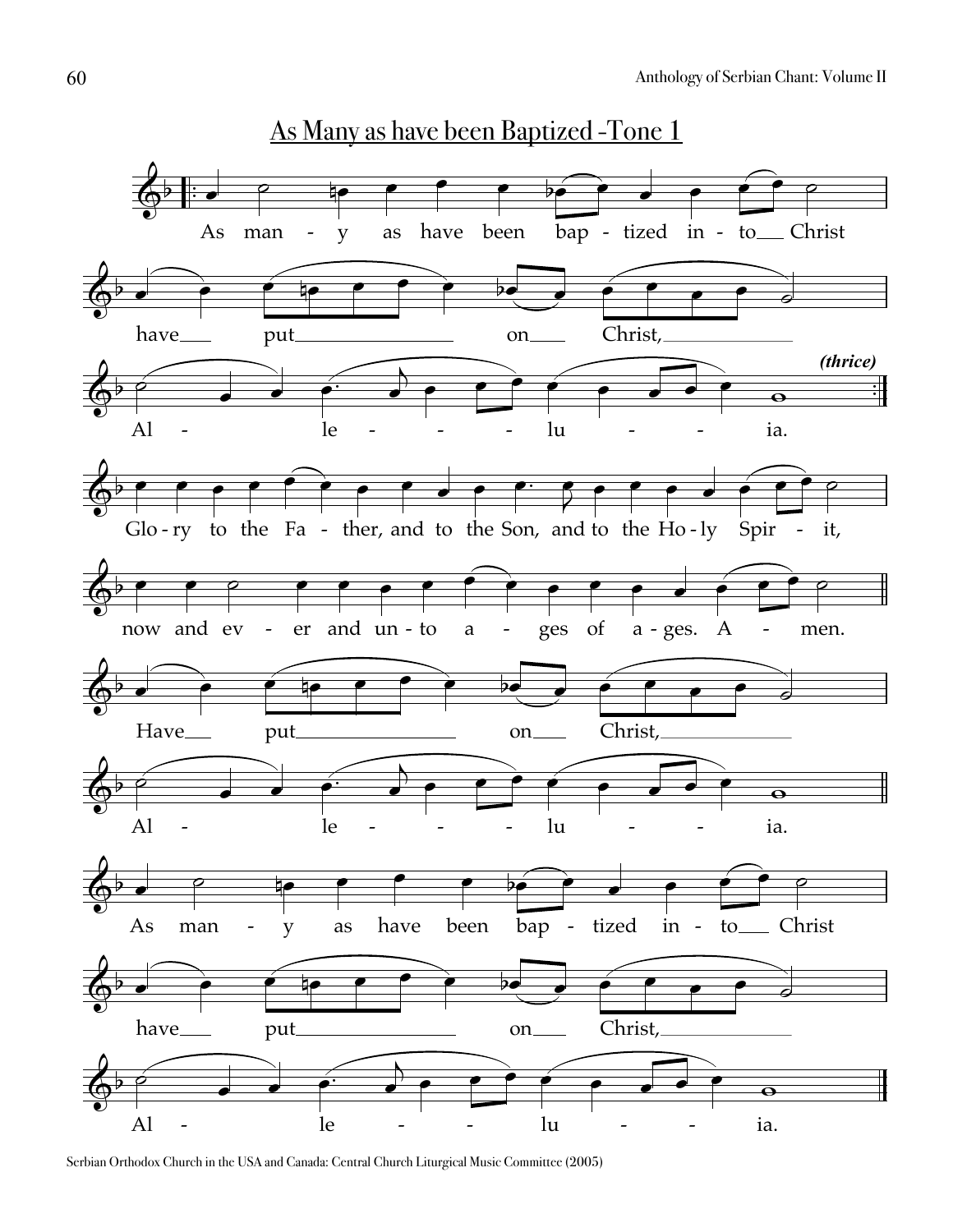# As Many as have been Baptized -Tone 1

As man - y as have been bap - tized in - to Christ

have put on Christ,

Al - le - lu - ia. *(thrice)*

Glo - ry to the Fa - ther, and to the Son, and to the Ho - ly Spir - it,

now and ev - er and un - to a - ges of a - ges. A - men.

Have put on Christ,

Al - le - lu - ia.

As man - y as have been bap - tized in - to Christ

have put on Christ,

Al - le - lu - ia.

Serbian Orthodox Church in the USA and Canada: Central Church Liturgical Music Committee (2005)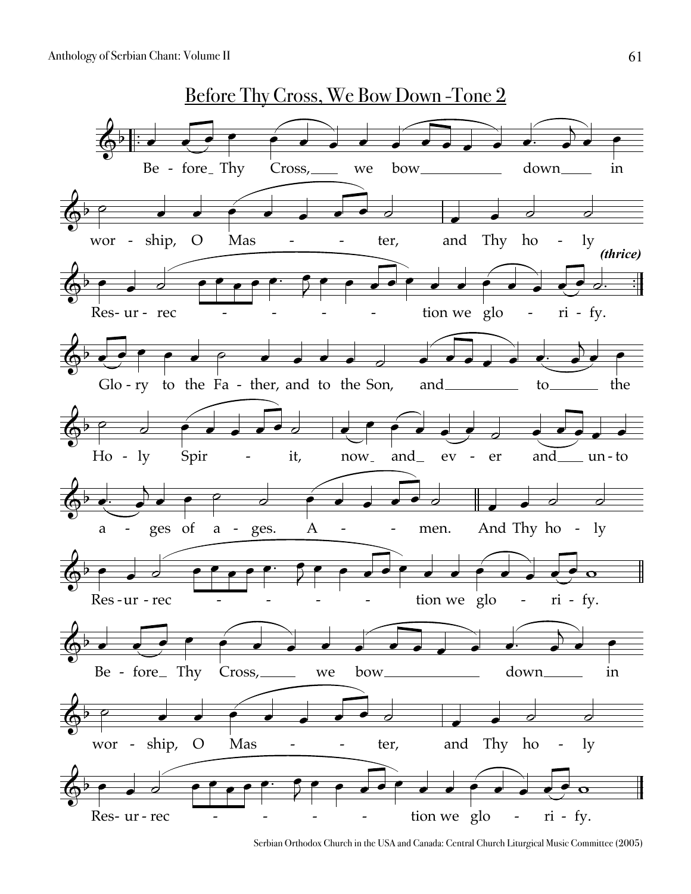## Before Thy Cross, We Bow Down -Tone 2

Be - fore_ Thy Cross,___ we bow___________ down____ in

wor - ship, O Mas - - - ter, and Thy ho - ly

*(thrice)*

Res- ur - rec - - - - tion we glo - ri - fy.

Glo - ry to the Fa - ther, and to the Son, and_________ to_______ the

Ho - ly Spir - it, now_ and_ ev - er and___ un - to

a - ges of a - ges. A - - men. And Thy ho - ly

Res - ur - rec - - - - tion we glo - ri - fy.

Be - fore_ Thy Cross,_____ we bow____________ down_____ in

wor - ship, O Mas - - - ter, and Thy ho - ly

Res- ur - rec - - - - tion we glo - ri - fy.

Serbian Orthodox Church in the USA and Canada: Central Church Liturgical Music Committee (2005)